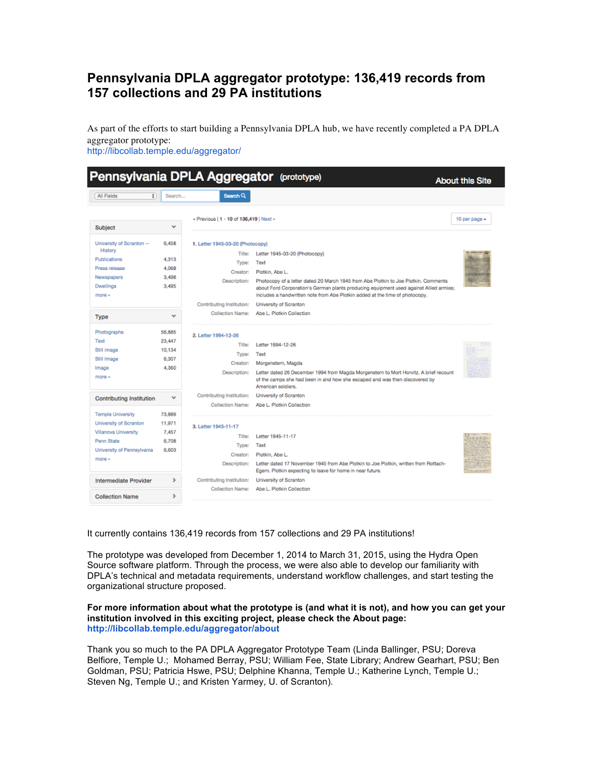# Pennsylvania DPLA aggregator prototype: 136,419 records from 157 collections and 29 PA institutions

As part of the efforts to start building a Pennsylvania DPLA hub, we have recently completed a PA DPLA aggregator prototype:
http://libcollab.temple.edu/aggregator/

It currently contains 136,419 records from 157 collections and 29 PA institutions!

The prototype was developed from December 1, 2014 to March 31, 2015, using the Hydra Open Source software platform. Through the process, we were also able to develop our familiarity with DPLA's technical and metadata requirements, understand workflow challenges, and start testing the organizational structure proposed.

**For more information about what the prototype is (and what it is not), and how you can get your institution involved in this exciting project, please check the About page:**
**http://libcollab.temple.edu/aggregator/about**

Thank you so much to the PA DPLA Aggregator Prototype Team (Linda Ballinger, PSU; Doreva Belfiore, Temple U.; Mohamed Berray, PSU; William Fee, State Library; Andrew Gearhart, PSU; Ben Goldman, PSU; Patricia Hswe, PSU; Delphine Khanna, Temple U.; Katherine Lynch, Temple U.; Steven Ng, Temple U.; and Kristen Yarmey, U. of Scranton).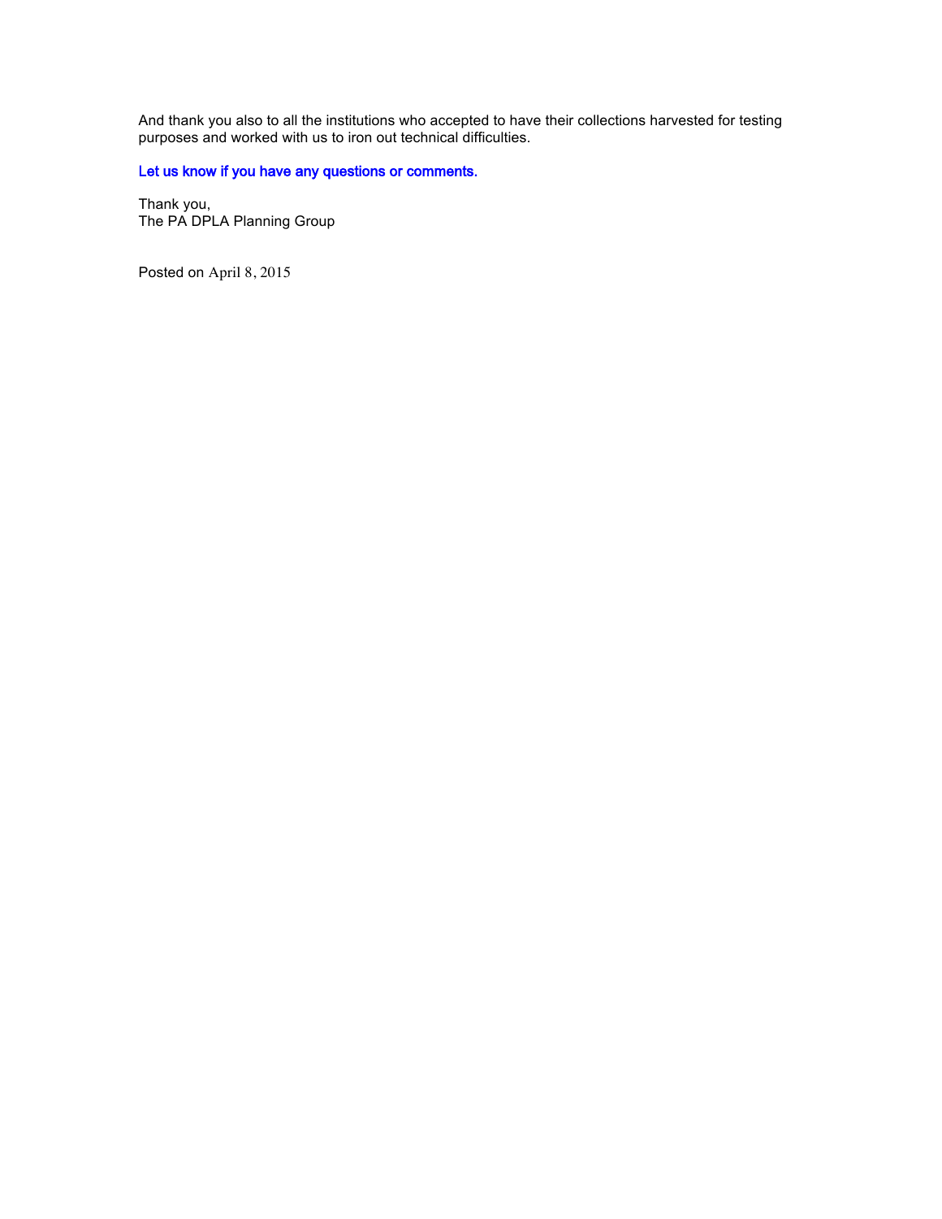And thank you also to all the institutions who accepted to have their collections harvested for testing purposes and worked with us to iron out technical difficulties.

**Let us know if you have any questions or comments.**

Thank you,  
The PA DPLA Planning Group

Posted on April 8, 2015